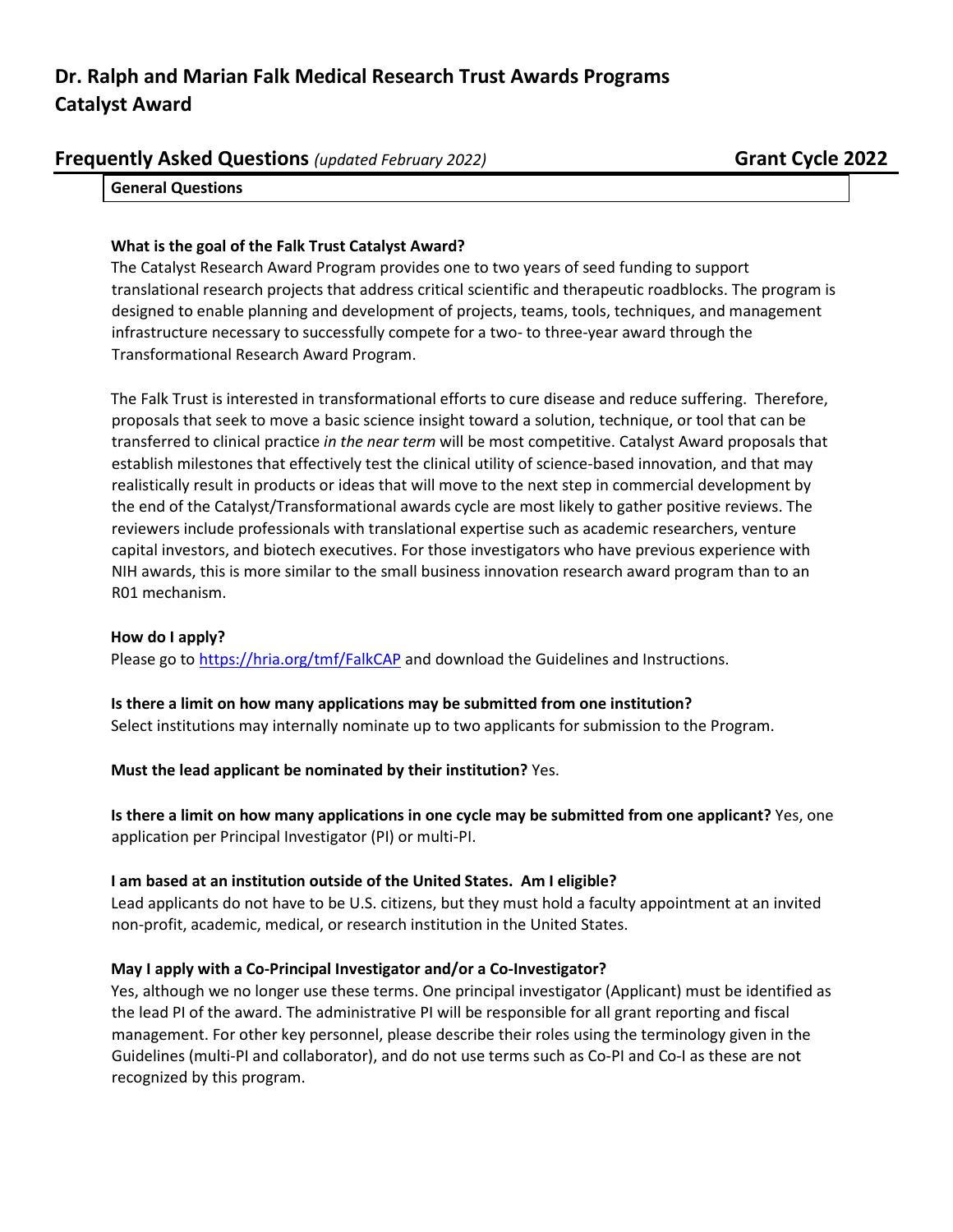# Dr. Ralph and Marian Falk Medical Research Trust Awards Programs
# Catalyst Award

## Frequently Asked Questions *(updated February 2022)* Grant Cycle 2022

### General Questions

**What is the goal of the Falk Trust Catalyst Award?**

The Catalyst Research Award Program provides one to two years of seed funding to support translational research projects that address critical scientific and therapeutic roadblocks. The program is designed to enable planning and development of projects, teams, tools, techniques, and management infrastructure necessary to successfully compete for a two- to three-year award through the Transformational Research Award Program.

The Falk Trust is interested in transformational efforts to cure disease and reduce suffering. Therefore, proposals that seek to move a basic science insight toward a solution, technique, or tool that can be transferred to clinical practice *in the near term* will be most competitive. Catalyst Award proposals that establish milestones that effectively test the clinical utility of science-based innovation, and that may realistically result in products or ideas that will move to the next step in commercial development by the end of the Catalyst/Transformational awards cycle are most likely to gather positive reviews. The reviewers include professionals with translational expertise such as academic researchers, venture capital investors, and biotech executives. For those investigators who have previous experience with NIH awards, this is more similar to the small business innovation research award program than to an R01 mechanism.

**How do I apply?**

Please go to https://hria.org/tmf/FalkCAP and download the Guidelines and Instructions.

**Is there a limit on how many applications may be submitted from one institution?**

Select institutions may internally nominate up to two applicants for submission to the Program.

**Must the lead applicant be nominated by their institution?** Yes.

**Is there a limit on how many applications in one cycle may be submitted from one applicant?** Yes, one application per Principal Investigator (PI) or multi-PI.

**I am based at an institution outside of the United States. Am I eligible?**

Lead applicants do not have to be U.S. citizens, but they must hold a faculty appointment at an invited non-profit, academic, medical, or research institution in the United States.

**May I apply with a Co-Principal Investigator and/or a Co-Investigator?**

Yes, although we no longer use these terms. One principal investigator (Applicant) must be identified as the lead PI of the award. The administrative PI will be responsible for all grant reporting and fiscal management. For other key personnel, please describe their roles using the terminology given in the Guidelines (multi-PI and collaborator), and do not use terms such as Co-PI and Co-I as these are not recognized by this program.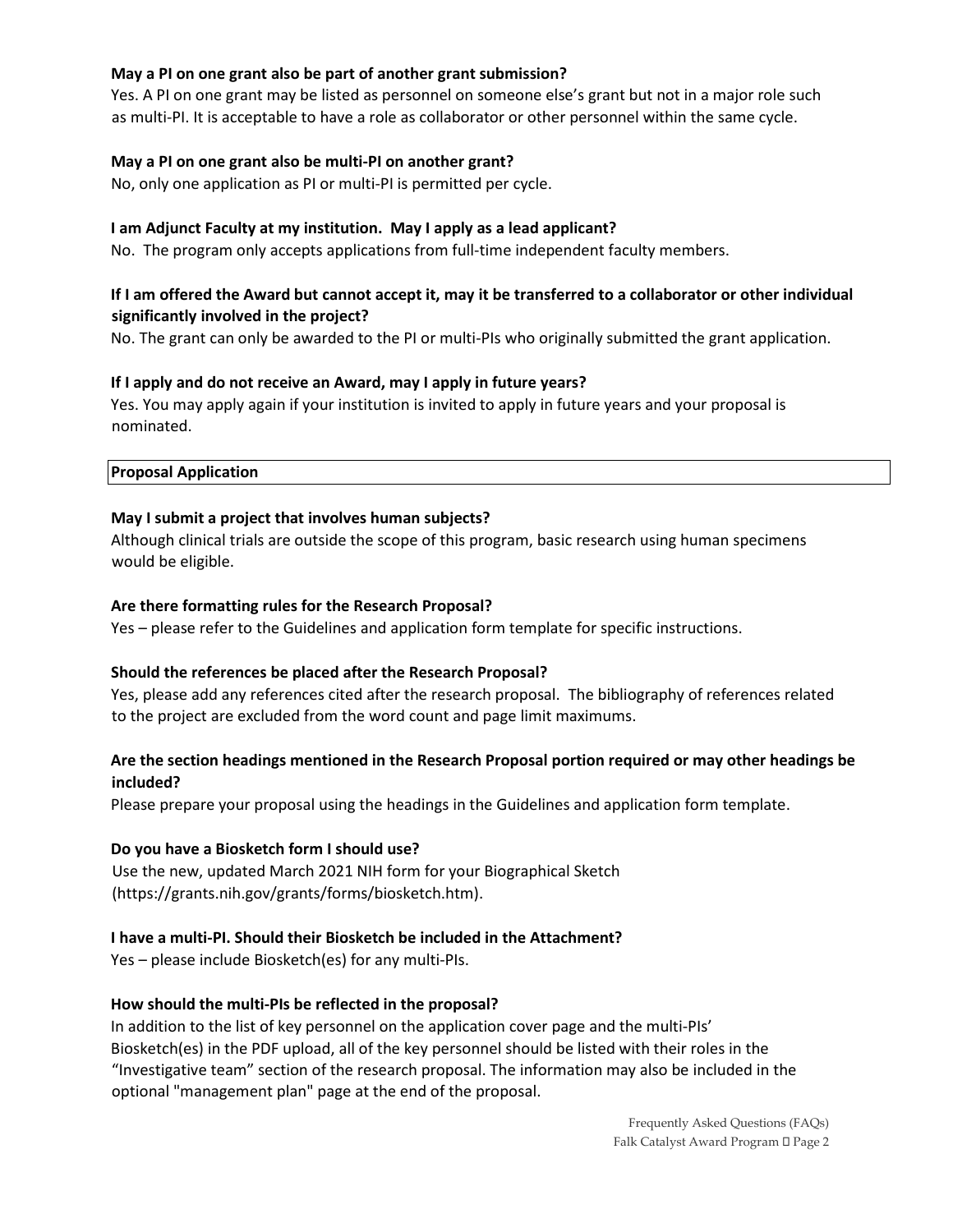**May a PI on one grant also be part of another grant submission?**

Yes. A PI on one grant may be listed as personnel on someone else's grant but not in a major role such as multi-PI. It is acceptable to have a role as collaborator or other personnel within the same cycle.

**May a PI on one grant also be multi-PI on another grant?**

No, only one application as PI or multi-PI is permitted per cycle.

**I am Adjunct Faculty at my institution. May I apply as a lead applicant?**

No. The program only accepts applications from full-time independent faculty members.

**If I am offered the Award but cannot accept it, may it be transferred to a collaborator or other individual significantly involved in the project?**

No. The grant can only be awarded to the PI or multi-PIs who originally submitted the grant application.

**If I apply and do not receive an Award, may I apply in future years?**

Yes. You may apply again if your institution is invited to apply in future years and your proposal is nominated.

## Proposal Application

**May I submit a project that involves human subjects?**

Although clinical trials are outside the scope of this program, basic research using human specimens would be eligible.

**Are there formatting rules for the Research Proposal?**

Yes – please refer to the Guidelines and application form template for specific instructions.

**Should the references be placed after the Research Proposal?**

Yes, please add any references cited after the research proposal. The bibliography of references related to the project are excluded from the word count and page limit maximums.

**Are the section headings mentioned in the Research Proposal portion required or may other headings be included?**

Please prepare your proposal using the headings in the Guidelines and application form template.

**Do you have a Biosketch form I should use?**

Use the new, updated March 2021 NIH form for your Biographical Sketch (https://grants.nih.gov/grants/forms/biosketch.htm).

**I have a multi-PI. Should their Biosketch be included in the Attachment?**

Yes – please include Biosketch(es) for any multi-PIs.

**How should the multi-PIs be reflected in the proposal?**

In addition to the list of key personnel on the application cover page and the multi-PIs' Biosketch(es) in the PDF upload, all of the key personnel should be listed with their roles in the "Investigative team" section of the research proposal. The information may also be included in the optional "management plan" page at the end of the proposal.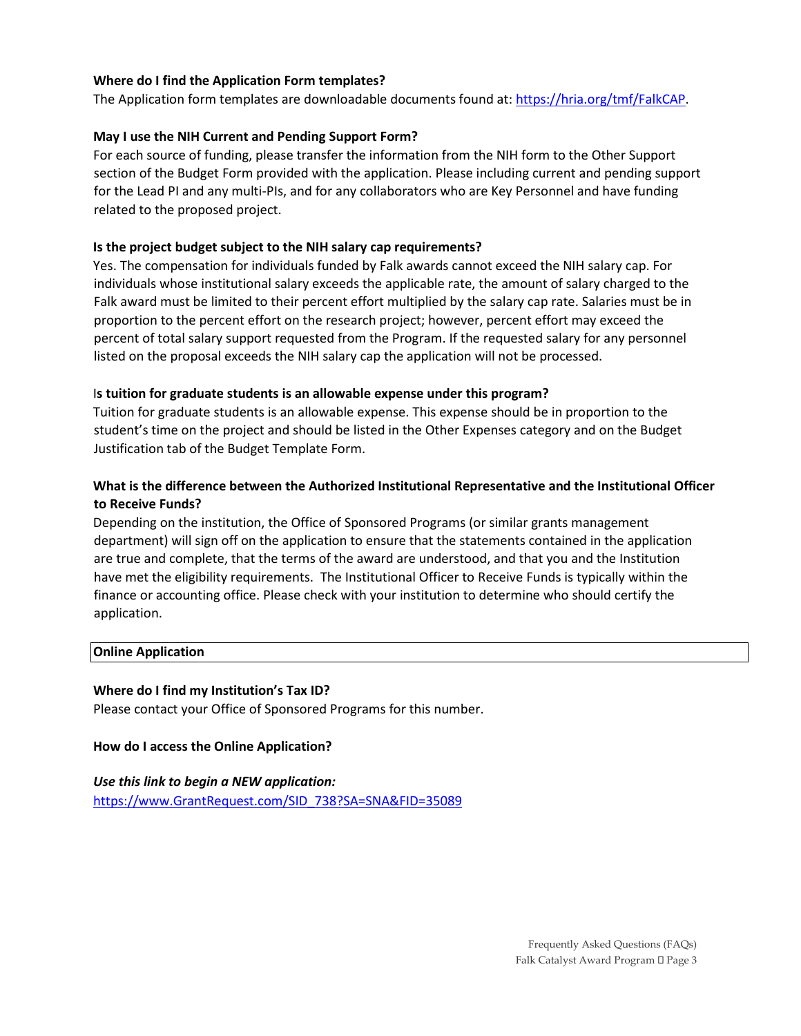**Where do I find the Application Form templates?**
The Application form templates are downloadable documents found at: https://hria.org/tmf/FalkCAP.

**May I use the NIH Current and Pending Support Form?**
For each source of funding, please transfer the information from the NIH form to the Other Support section of the Budget Form provided with the application. Please including current and pending support for the Lead PI and any multi-PIs, and for any collaborators who are Key Personnel and have funding related to the proposed project.

**Is the project budget subject to the NIH salary cap requirements?**
Yes. The compensation for individuals funded by Falk awards cannot exceed the NIH salary cap. For individuals whose institutional salary exceeds the applicable rate, the amount of salary charged to the Falk award must be limited to their percent effort multiplied by the salary cap rate. Salaries must be in proportion to the percent effort on the research project; however, percent effort may exceed the percent of total salary support requested from the Program. If the requested salary for any personnel listed on the proposal exceeds the NIH salary cap the application will not be processed.

I**s tuition for graduate students is an allowable expense under this program?**
Tuition for graduate students is an allowable expense. This expense should be in proportion to the student's time on the project and should be listed in the Other Expenses category and on the Budget Justification tab of the Budget Template Form.

**What is the difference between the Authorized Institutional Representative and the Institutional Officer to Receive Funds?**
Depending on the institution, the Office of Sponsored Programs (or similar grants management department) will sign off on the application to ensure that the statements contained in the application are true and complete, that the terms of the award are understood, and that you and the Institution have met the eligibility requirements. The Institutional Officer to Receive Funds is typically within the finance or accounting office. Please check with your institution to determine who should certify the application.

## Online Application

**Where do I find my Institution's Tax ID?**
Please contact your Office of Sponsored Programs for this number.

**How do I access the Online Application?**

***Use this link to begin a NEW application:***
https://www.GrantRequest.com/SID_738?SA=SNA&FID=35089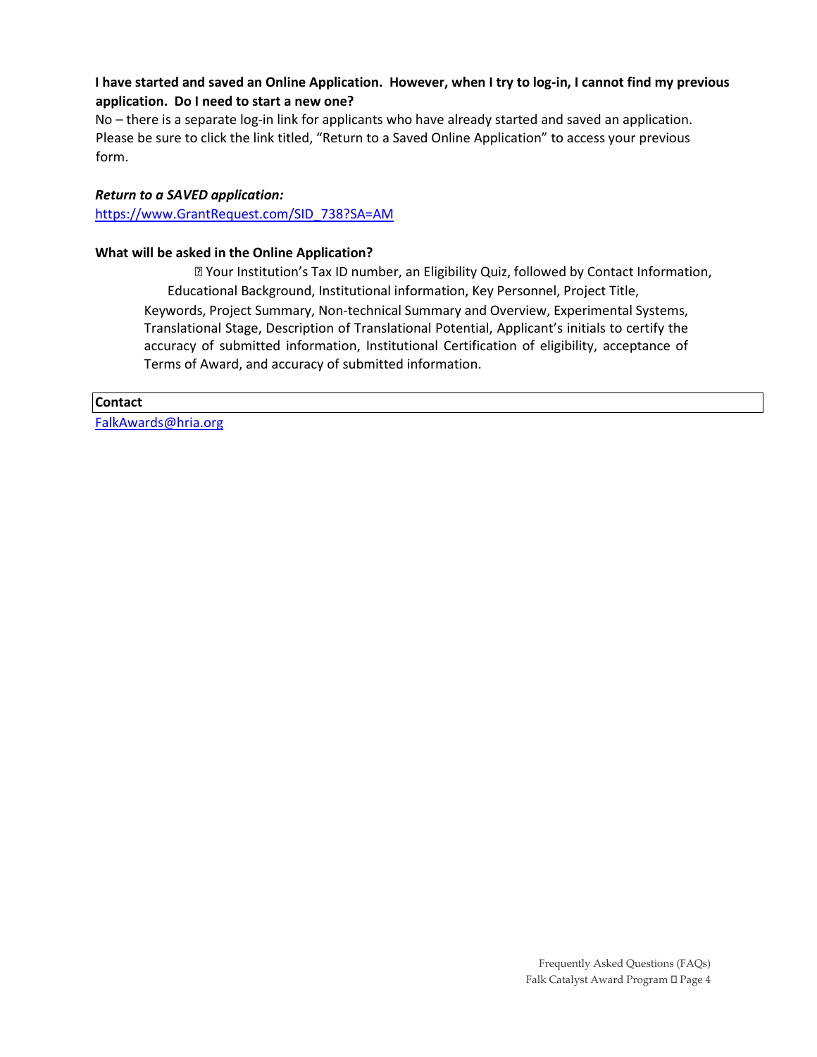**I have started and saved an Online Application. However, when I try to log-in, I cannot find my previous application. Do I need to start a new one?**

No – there is a separate log-in link for applicants who have already started and saved an application. Please be sure to click the link titled, "Return to a Saved Online Application" to access your previous form.

***Return to a SAVED application:***

https://www.GrantRequest.com/SID_738?SA=AM

**What will be asked in the Online Application?**

- Your Institution's Tax ID number, an Eligibility Quiz, followed by Contact Information, Educational Background, Institutional information, Key Personnel, Project Title, Keywords, Project Summary, Non-technical Summary and Overview, Experimental Systems, Translational Stage, Description of Translational Potential, Applicant's initials to certify the accuracy of submitted information, Institutional Certification of eligibility, acceptance of Terms of Award, and accuracy of submitted information.

**Contact**

FalkAwards@hria.org